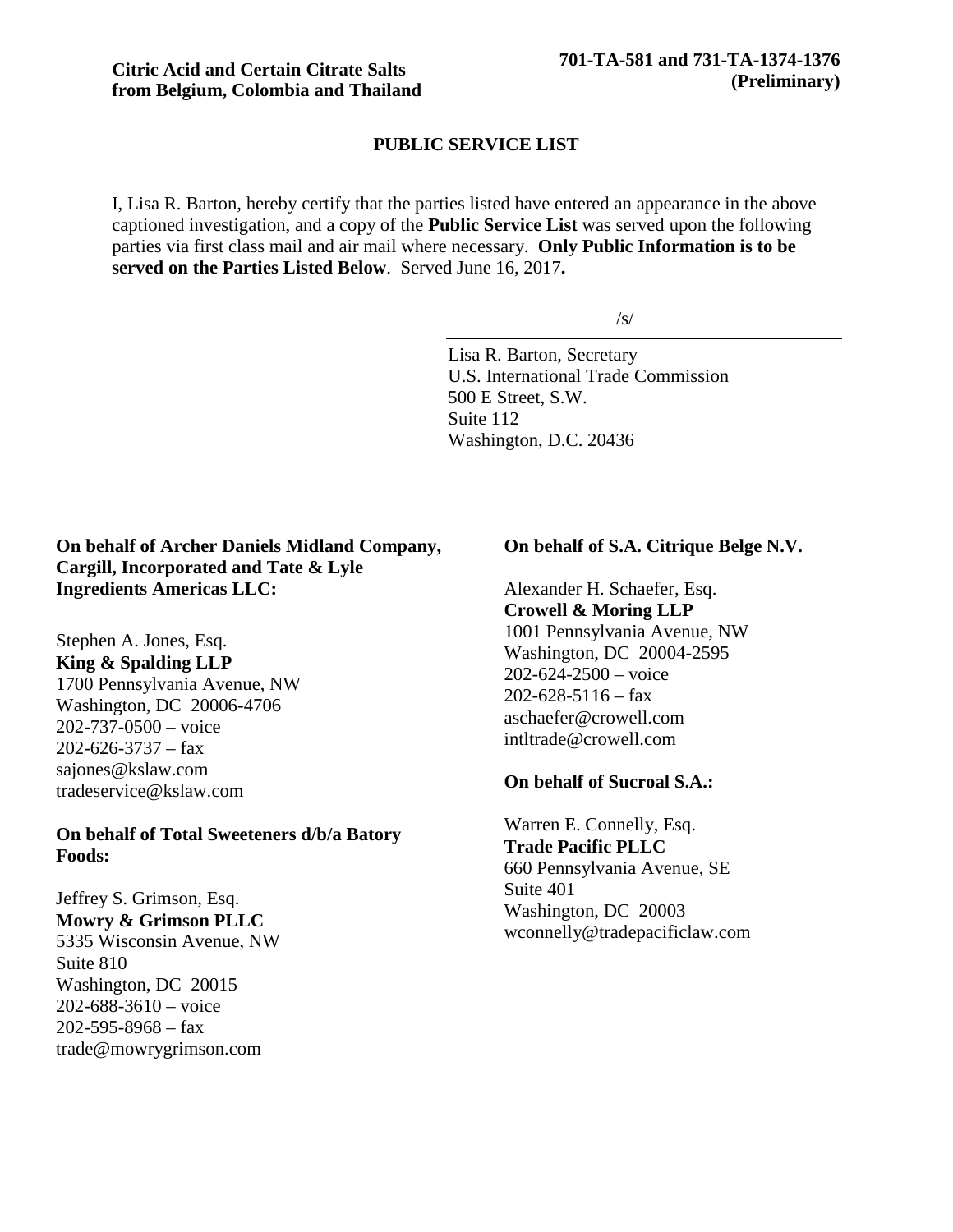**Citric Acid and Certain Citrate Salts from Belgium, Colombia and Thailand**

**701-TA-581 and 731-TA-1374-1376 (Preliminary)**

## PUBLIC SERVICE LIST

I, Lisa R. Barton, hereby certify that the parties listed have entered an appearance in the above captioned investigation, and a copy of the **Public Service List** was served upon the following parties via first class mail and air mail where necessary. **Only Public Information is to be served on the Parties Listed Below**. Served June 16, 2017**.**

/s/

Lisa R. Barton, Secretary
U.S. International Trade Commission
500 E Street, S.W.
Suite 112
Washington, D.C. 20436

**On behalf of Archer Daniels Midland Company, Cargill, Incorporated and Tate & Lyle Ingredients Americas LLC:**

Stephen A. Jones, Esq.
**King & Spalding LLP**
1700 Pennsylvania Avenue, NW
Washington, DC 20006-4706
202-737-0500 – voice
202-626-3737 – fax
sajones@kslaw.com
tradeservice@kslaw.com

**On behalf of Total Sweeteners d/b/a Batory Foods:**

Jeffrey S. Grimson, Esq.
**Mowry & Grimson PLLC**
5335 Wisconsin Avenue, NW
Suite 810
Washington, DC 20015
202-688-3610 – voice
202-595-8968 – fax
trade@mowrygrimson.com

**On behalf of S.A. Citrique Belge N.V.**

Alexander H. Schaefer, Esq.
**Crowell & Moring LLP**
1001 Pennsylvania Avenue, NW
Washington, DC 20004-2595
202-624-2500 – voice
202-628-5116 – fax
aschaefer@crowell.com
intltrade@crowell.com

**On behalf of Sucroal S.A.:**

Warren E. Connelly, Esq.
**Trade Pacific PLLC**
660 Pennsylvania Avenue, SE
Suite 401
Washington, DC 20003
wconnelly@tradepacificlaw.com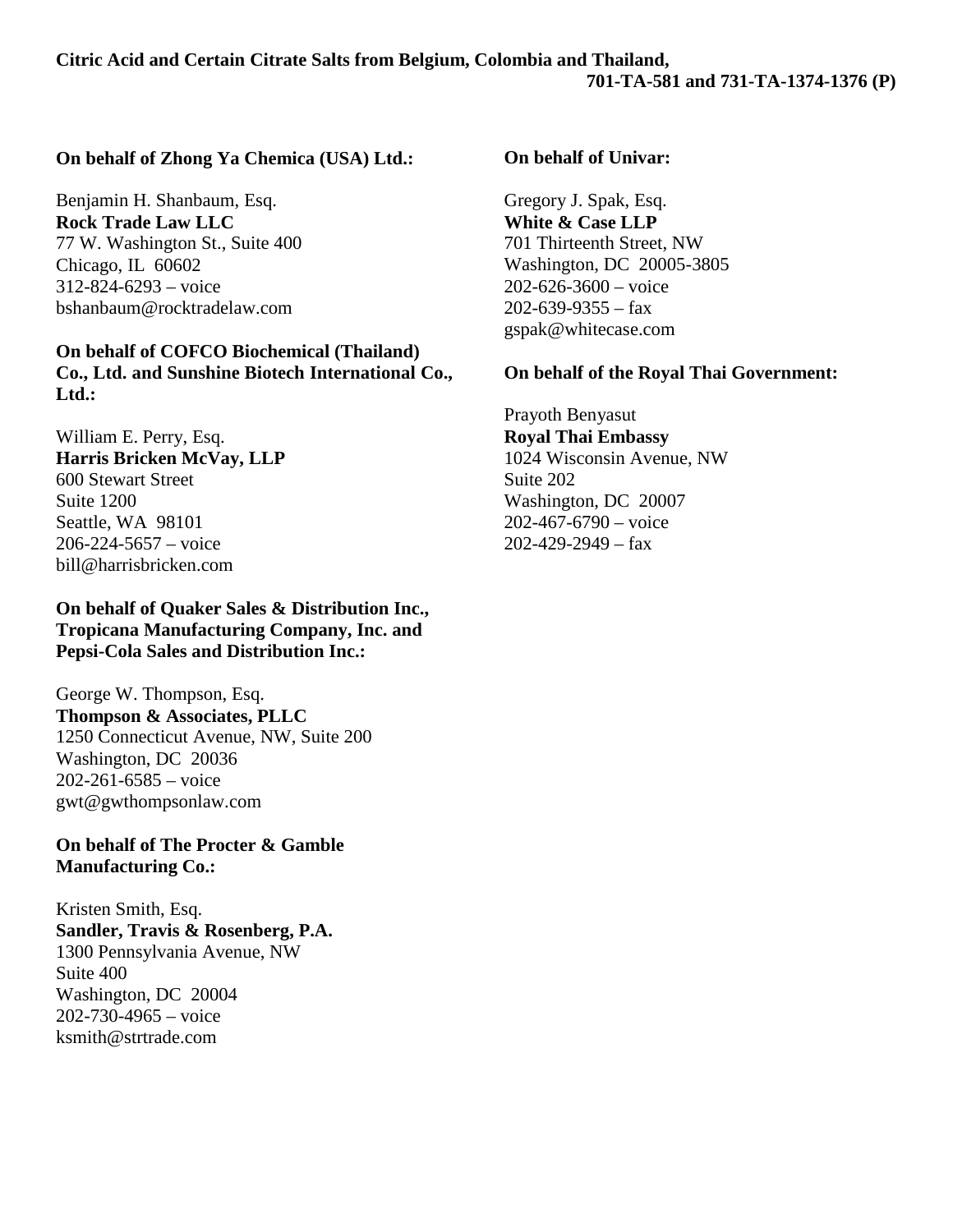**Citric Acid and Certain Citrate Salts from Belgium, Colombia and Thailand, 701-TA-581 and 731-TA-1374-1376 (P)**

**On behalf of Zhong Ya Chemica (USA) Ltd.:**

Benjamin H. Shanbaum, Esq.
**Rock Trade Law LLC**
77 W. Washington St., Suite 400
Chicago, IL 60602
312-824-6293 – voice
bshanbaum@rocktradelaw.com

**On behalf of COFCO Biochemical (Thailand) Co., Ltd. and Sunshine Biotech International Co., Ltd.:**

William E. Perry, Esq.
**Harris Bricken McVay, LLP**
600 Stewart Street
Suite 1200
Seattle, WA 98101
206-224-5657 – voice
bill@harrisbricken.com

**On behalf of Quaker Sales & Distribution Inc., Tropicana Manufacturing Company, Inc. and Pepsi-Cola Sales and Distribution Inc.:**

George W. Thompson, Esq.
**Thompson & Associates, PLLC**
1250 Connecticut Avenue, NW, Suite 200
Washington, DC 20036
202-261-6585 – voice
gwt@gwthompsonlaw.com

**On behalf of The Procter & Gamble Manufacturing Co.:**

Kristen Smith, Esq.
**Sandler, Travis & Rosenberg, P.A.**
1300 Pennsylvania Avenue, NW
Suite 400
Washington, DC 20004
202-730-4965 – voice
ksmith@strtrade.com

**On behalf of Univar:**

Gregory J. Spak, Esq.
**White & Case LLP**
701 Thirteenth Street, NW
Washington, DC 20005-3805
202-626-3600 – voice
202-639-9355 – fax
gspak@whitecase.com

**On behalf of the Royal Thai Government:**

Prayoth Benyasut
**Royal Thai Embassy**
1024 Wisconsin Avenue, NW
Suite 202
Washington, DC 20007
202-467-6790 – voice
202-429-2949 – fax